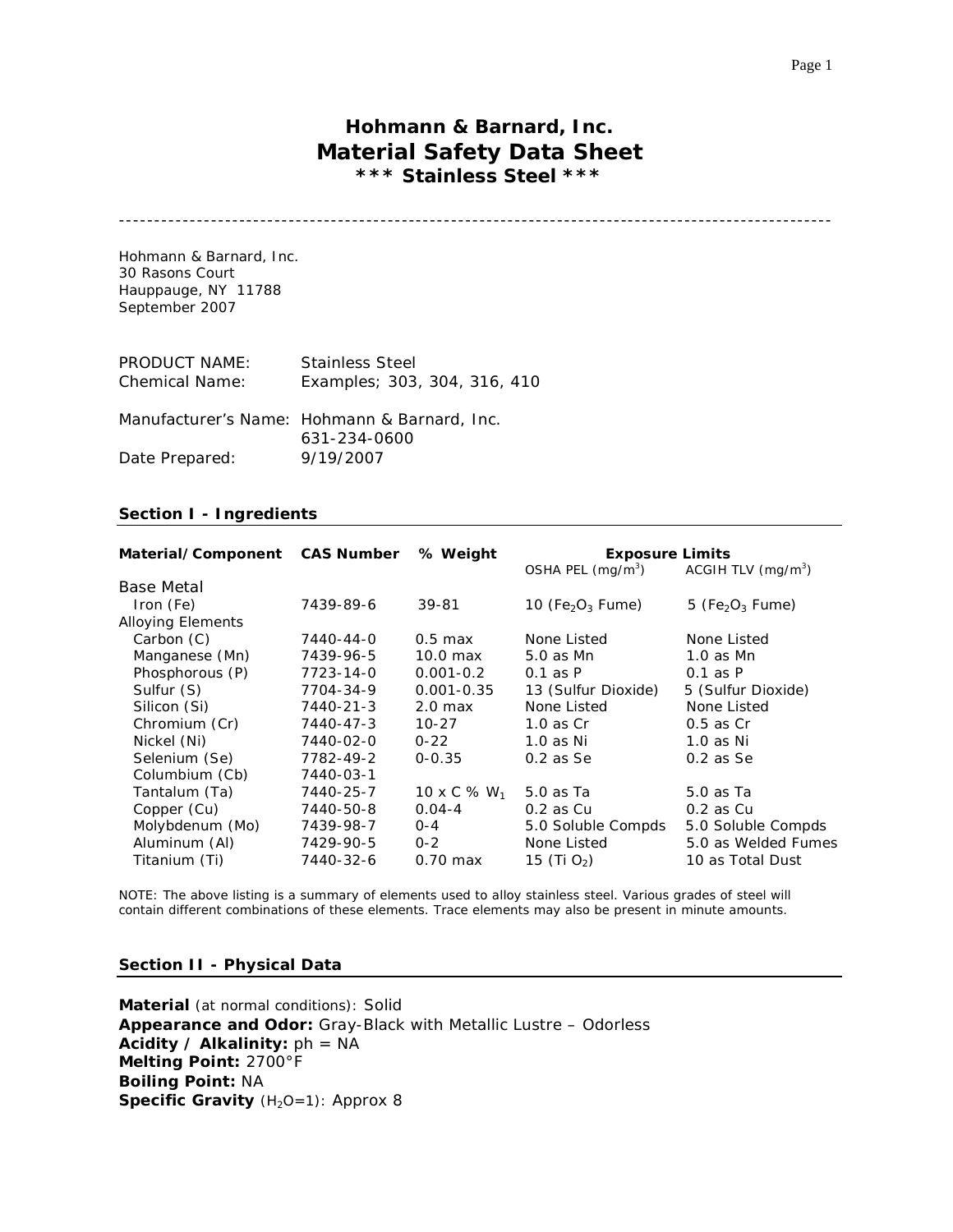# Hohmann & Barnard, Inc.
# Material Safety Data Sheet
## *** Stainless Steel ***

---

Hohmann & Barnard, Inc.
30 Rasons Court
Hauppauge, NY 11788
September 2007

PRODUCT NAME: Stainless Steel
Chemical Name: Examples; 303, 304, 316, 410

Manufacturer's Name: Hohmann & Barnard, Inc.
631-234-0600
Date Prepared: 9/19/2007

## Section I - Ingredients

| Material/Component | CAS Number | % Weight | Exposure Limits | |
|---|---|---|---|---|
| | | | OSHA PEL ($mg/m^3$) | ACGIH TLV ($mg/m^3$) |
| Base Metal | | | | |
| Iron (Fe) | 7439-89-6 | 39-81 | 10 ($Fe_2O_3$ Fume) | 5 ($Fe_2O_3$ Fume) |
| Alloying Elements | | | | |
| Carbon (C) | 7440-44-0 | 0.5 max | None Listed | None Listed |
| Manganese (Mn) | 7439-96-5 | 10.0 max | 5.0 as Mn | 1.0 as Mn |
| Phosphorous (P) | 7723-14-0 | 0.001-0.2 | 0.1 as P | 0.1 as P |
| Sulfur (S) | 7704-34-9 | 0.001-0.35 | 13 (Sulfur Dioxide) | 5 (Sulfur Dioxide) |
| Silicon (Si) | 7440-21-3 | 2.0 max | None Listed | None Listed |
| Chromium (Cr) | 7440-47-3 | 10-27 | 1.0 as Cr | 0.5 as Cr |
| Nickel (Ni) | 7440-02-0 | 0-22 | 1.0 as Ni | 1.0 as Ni |
| Selenium (Se) | 7782-49-2 | 0-0.35 | 0.2 as Se | 0.2 as Se |
| Columbium (Cb) | 7440-03-1 | | | |
| Tantalum (Ta) | 7440-25-7 | 10 x C % $W_1$ | 5.0 as Ta | 5.0 as Ta |
| Copper (Cu) | 7440-50-8 | 0.04-4 | 0.2 as Cu | 0.2 as Cu |
| Molybdenum (Mo) | 7439-98-7 | 0-4 | 5.0 Soluble Compds | 5.0 Soluble Compds |
| Aluminum (Al) | 7429-90-5 | 0-2 | None Listed | 5.0 as Welded Fumes |
| Titanium (Ti) | 7440-32-6 | 0.70 max | 15 (Ti $O_2$) | 10 as Total Dust |

NOTE: The above listing is a summary of elements used to alloy stainless steel. Various grades of steel will contain different combinations of these elements. Trace elements may also be present in minute amounts.

## Section II - Physical Data

**Material** (at normal conditions): Solid
**Appearance and Odor:** Gray-Black with Metallic Lustre – Odorless
**Acidity / Alkalinity:** ph = NA
**Melting Point:** 2700°F
**Boiling Point:** NA
**Specific Gravity** ($H_2O$=1): Approx 8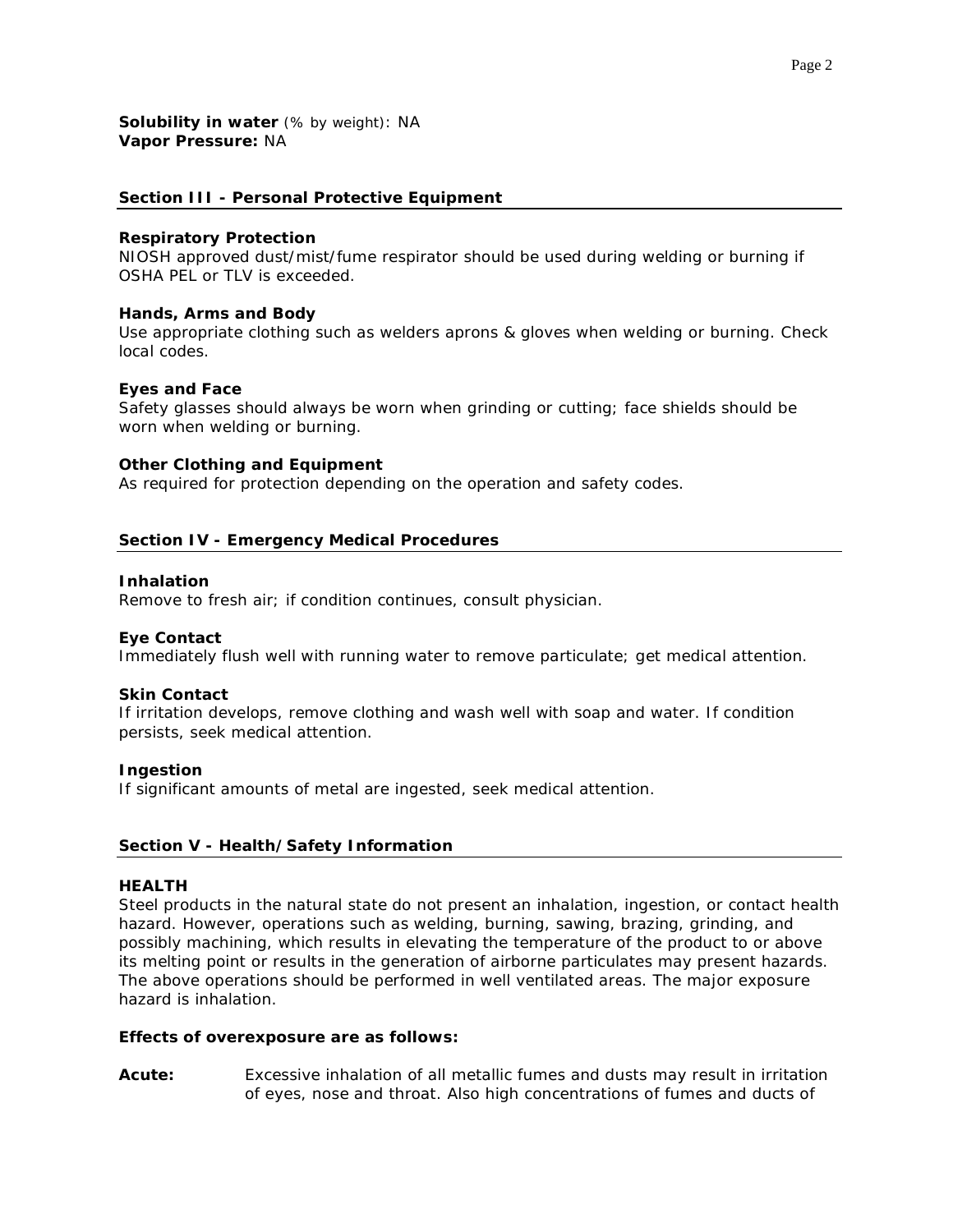**Solubility in water** (% by weight): NA
**Vapor Pressure:** NA

## Section III - Personal Protective Equipment

**Respiratory Protection**
NIOSH approved dust/mist/fume respirator should be used during welding or burning if OSHA PEL or TLV is exceeded.

**Hands, Arms and Body**
Use appropriate clothing such as welders aprons & gloves when welding or burning. Check local codes.

**Eyes and Face**
Safety glasses should always be worn when grinding or cutting; face shields should be worn when welding or burning.

**Other Clothing and Equipment**
As required for protection depending on the operation and safety codes.

## Section IV - Emergency Medical Procedures

**Inhalation**
Remove to fresh air; if condition continues, consult physician.

**Eye Contact**
Immediately flush well with running water to remove particulate; get medical attention.

**Skin Contact**
If irritation develops, remove clothing and wash well with soap and water. If condition persists, seek medical attention.

**Ingestion**
If significant amounts of metal are ingested, seek medical attention.

## Section V - Health/Safety Information

**HEALTH**
Steel products in the natural state do not present an inhalation, ingestion, or contact health hazard. However, operations such as welding, burning, sawing, brazing, grinding, and possibly machining, which results in elevating the temperature of the product to or above its melting point or results in the generation of airborne particulates may present hazards. The above operations should be performed in well ventilated areas. The major exposure hazard is inhalation.

**Effects of overexposure are as follows:**

**Acute:** Excessive inhalation of all metallic fumes and dusts may result in irritation of eyes, nose and throat. Also high concentrations of fumes and ducts of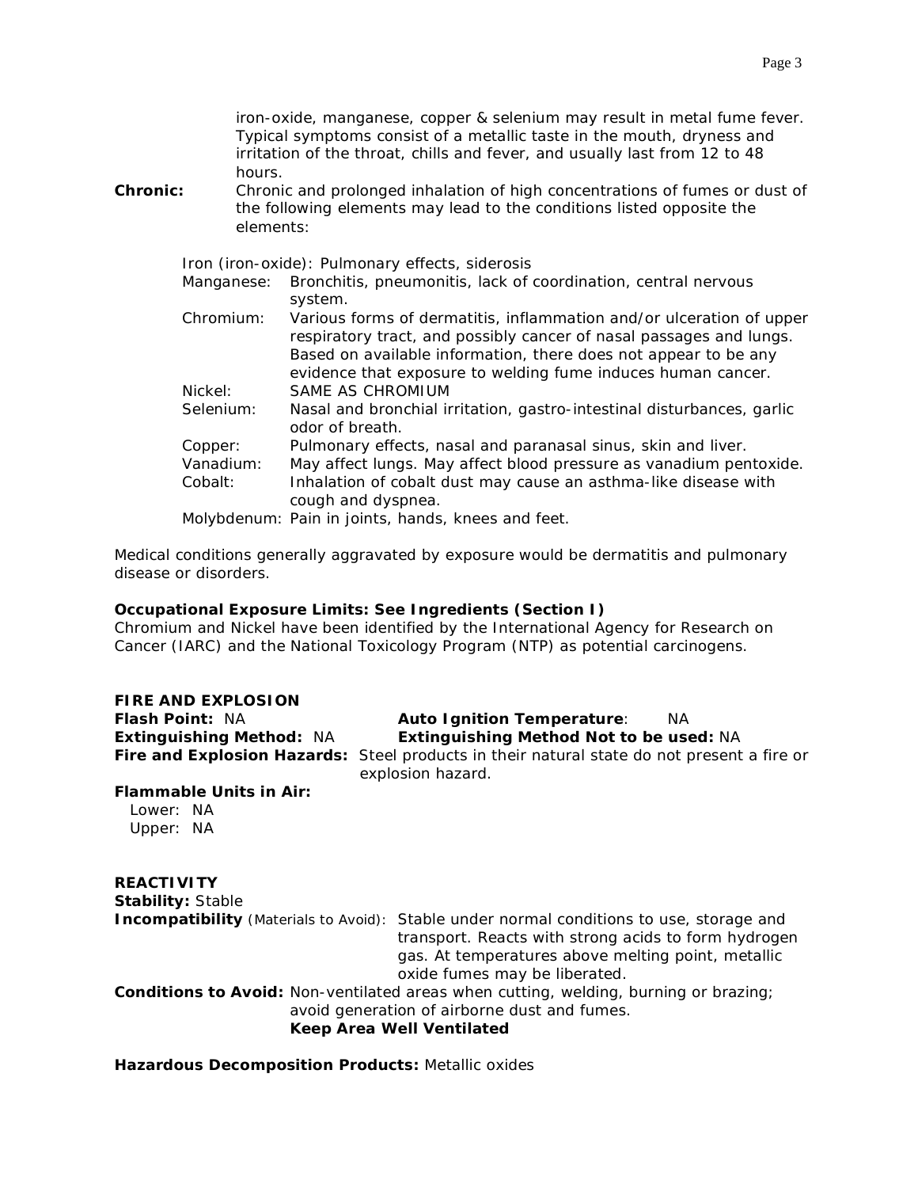iron-oxide, manganese, copper & selenium may result in metal fume fever. Typical symptoms consist of a metallic taste in the mouth, dryness and irritation of the throat, chills and fever, and usually last from 12 to 48 hours.

**Chronic:** Chronic and prolonged inhalation of high concentrations of fumes or dust of the following elements may lead to the conditions listed opposite the elements:

Iron (iron-oxide): Pulmonary effects, siderosis

| | |
|---|---|
| Manganese: | Bronchitis, pneumonitis, lack of coordination, central nervous system. |
| Chromium: | Various forms of dermatitis, inflammation and/or ulceration of upper respiratory tract, and possibly cancer of nasal passages and lungs. Based on available information, there does not appear to be any evidence that exposure to welding fume induces human cancer. |
| Nickel: | SAME AS CHROMIUM |
| Selenium: | Nasal and bronchial irritation, gastro-intestinal disturbances, garlic odor of breath. |
| Copper: | Pulmonary effects, nasal and paranasal sinus, skin and liver. |
| Vanadium: | May affect lungs. May affect blood pressure as vanadium pentoxide. |
| Cobalt: | Inhalation of cobalt dust may cause an asthma-like disease with cough and dyspnea. |
| Molybdenum: | Pain in joints, hands, knees and feet. |

Medical conditions generally aggravated by exposure would be dermatitis and pulmonary disease or disorders.

**Occupational Exposure Limits: See Ingredients (Section I)**
Chromium and Nickel have been identified by the International Agency for Research on Cancer (IARC) and the National Toxicology Program (NTP) as potential carcinogens.

## FIRE AND EXPLOSION

**Flash Point:** NA

**Auto Ignition Temperature**: NA

**Extinguishing Method:** NA

**Extinguishing Method Not to be used:** NA

**Fire and Explosion Hazards:** Steel products in their natural state do not present a fire or explosion hazard.

**Flammable Units in Air:**
Lower: NA
Upper: NA

## REACTIVITY

**Stability:** Stable

**Incompatibility** (Materials to Avoid): Stable under normal conditions to use, storage and transport. Reacts with strong acids to form hydrogen gas. At temperatures above melting point, metallic oxide fumes may be liberated.

**Conditions to Avoid:** Non-ventilated areas when cutting, welding, burning or brazing; avoid generation of airborne dust and fumes.
**Keep Area Well Ventilated**

**Hazardous Decomposition Products:** Metallic oxides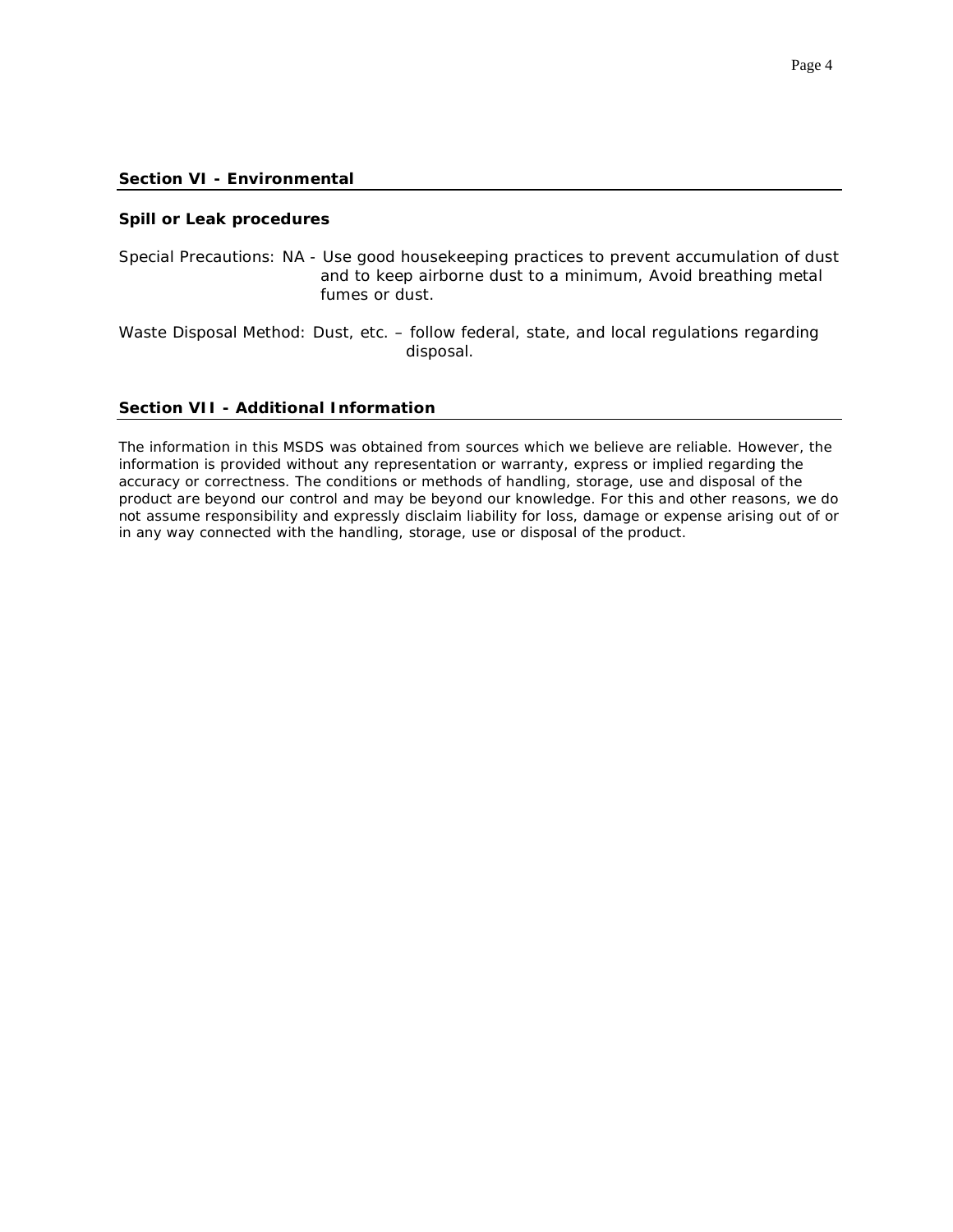## Section VI - Environmental

### Spill or Leak procedures

Special Precautions: NA - Use good housekeeping practices to prevent accumulation of dust and to keep airborne dust to a minimum, Avoid breathing metal fumes or dust.

Waste Disposal Method: Dust, etc. – follow federal, state, and local regulations regarding disposal.

## Section VII - Additional Information

The information in this MSDS was obtained from sources which we believe are reliable. However, the information is provided without any representation or warranty, express or implied regarding the accuracy or correctness. The conditions or methods of handling, storage, use and disposal of the product are beyond our control and may be beyond our knowledge. For this and other reasons, we do not assume responsibility and expressly disclaim liability for loss, damage or expense arising out of or in any way connected with the handling, storage, use or disposal of the product.